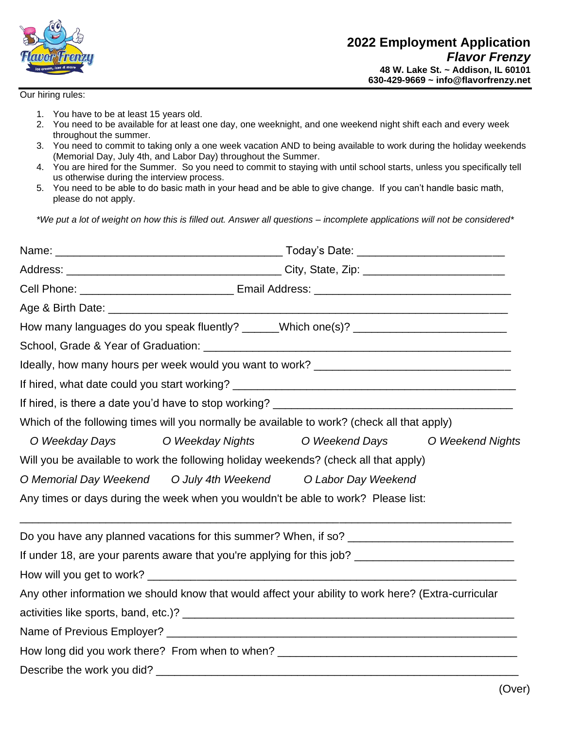# 2022 Employment Application

## *Flavor Frenzy*

**48 W. Lake St. ~ Addison, IL 60101**
**630-429-9669 ~ info@flavorfrenzy.net**

Our hiring rules:

1. You have to be at least 15 years old.
2. You need to be available for at least one day, one weeknight, and one weekend night shift each and every week throughout the summer.
3. You need to commit to taking only a one week vacation AND to being available to work during the holiday weekends (Memorial Day, July 4th, and Labor Day) throughout the Summer.
4. You are hired for the Summer. So you need to commit to staying with until school starts, unless you specifically tell us otherwise during the interview process.
5. You need to be able to do basic math in your head and be able to give change. If you can't handle basic math, please do not apply.

*\*We put a lot of weight on how this is filled out. Answer all questions – incomplete applications will not be considered\**

Name: ____________________________________ Today's Date: _______________________

Address: __________________________________ City, State, Zip: ______________________

Cell Phone: ________________________ Email Address: ________________________________

Age & Birth Date: _________________________________________________________________

How many languages do you speak fluently? ______Which one(s)? ________________________

School, Grade & Year of Graduation: _________________________________________________

Ideally, how many hours per week would you want to work? _______________________________

If hired, what date could you start working? ____________________________________________

If hired, is there a date you'd have to stop working? _____________________________________

Which of the following times will you normally be available to work? (check all that apply)

*O Weekday Days* *O Weekday Nights* *O Weekend Days* *O Weekend Nights*

Will you be available to work the following holiday weekends? (check all that apply)

*O Memorial Day Weekend* *O July 4th Weekend* *O Labor Day Weekend*

Any times or days during the week when you wouldn't be able to work? Please list:

_______________________________________________________________________________

Do you have any planned vacations for this summer? When, if so? __________________________

If under 18, are your parents aware that you're applying for this job? _________________________

How will you get to work? __________________________________________________________

Any other information we should know that would affect your ability to work here? (Extra-curricular activities like sports, band, etc.)? _____________________________________________________

Name of Previous Employer? ________________________________________________________

How long did you work there? From when to when? _____________________________________

Describe the work you did? _________________________________________________________

(Over)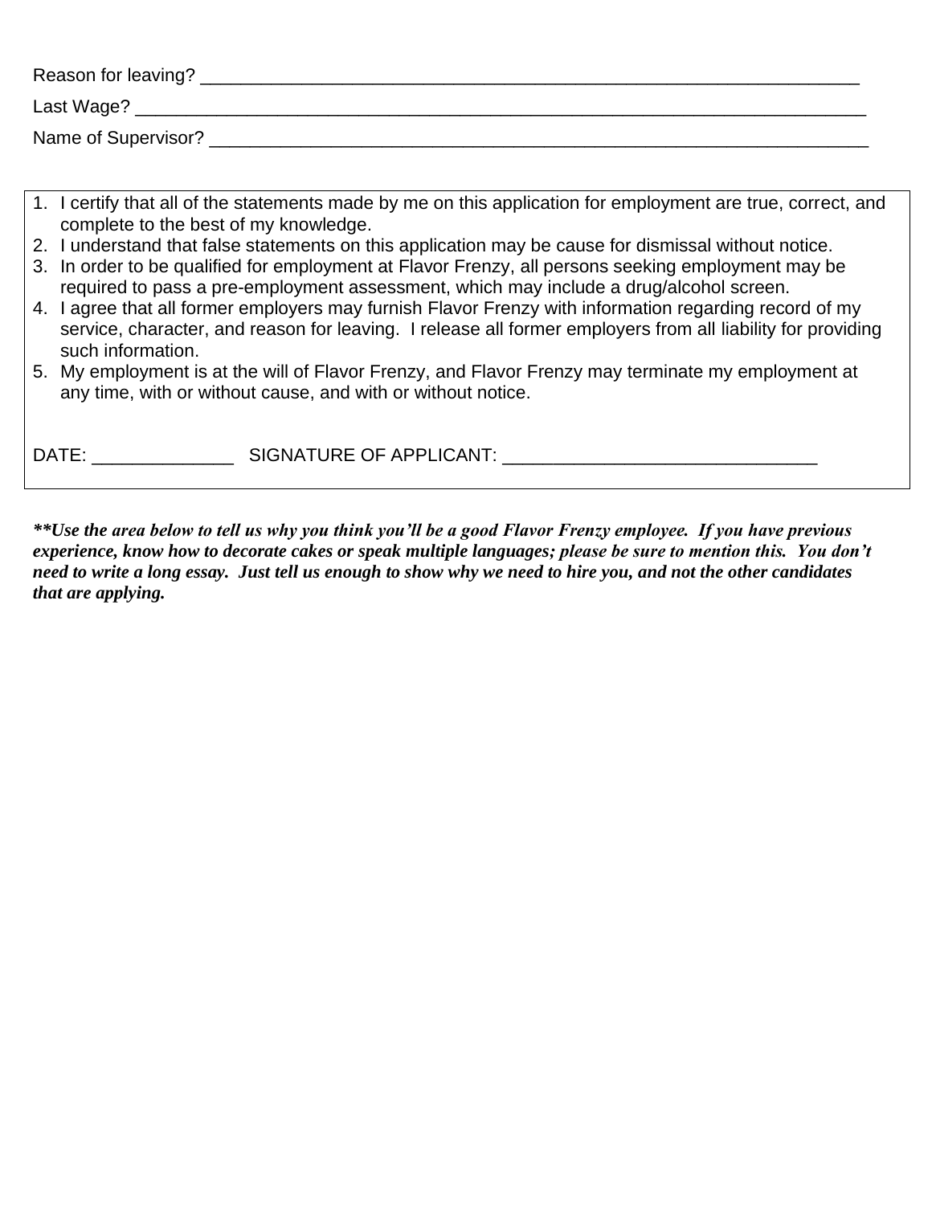Reason for leaving? _______________________________________________________________________

Last Wage? ____________________________________________________________________________

Name of Supervisor? _______________________________________________________________________

1. I certify that all of the statements made by me on this application for employment are true, correct, and complete to the best of my knowledge.
2. I understand that false statements on this application may be cause for dismissal without notice.
3. In order to be qualified for employment at Flavor Frenzy, all persons seeking employment may be required to pass a pre-employment assessment, which may include a drug/alcohol screen.
4. I agree that all former employers may furnish Flavor Frenzy with information regarding record of my service, character, and reason for leaving. I release all former employers from all liability for providing such information.
5. My employment is at the will of Flavor Frenzy, and Flavor Frenzy may terminate my employment at any time, with or without cause, and with or without notice.

DATE: ______________ SIGNATURE OF APPLICANT: _______________________________

***\*\*Use the area below to tell us why you think you'll be a good Flavor Frenzy employee. If you have previous experience, know how to decorate cakes or speak multiple languages; please be sure to mention this. You don't need to write a long essay. Just tell us enough to show why we need to hire you, and not the other candidates that are applying.***